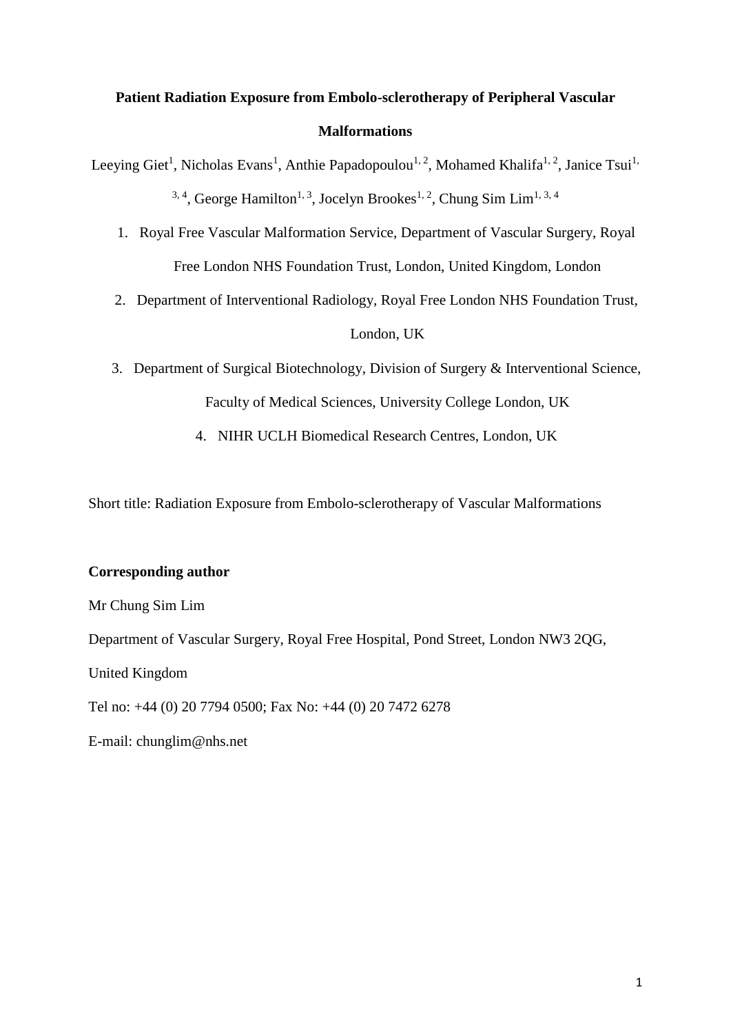# Patient Radiation Exposure from Embolo-sclerotherapy of Peripheral Vascular Malformations

Leeying Giet[1], Nicholas Evans[1], Anthie Papadopoulou[1, 2], Mohamed Khalifa[1, 2], Janice Tsui[1, 3, 4], George Hamilton[1, 3], Jocelyn Brookes[1, 2], Chung Sim Lim[1, 3, 4]

1. Royal Free Vascular Malformation Service, Department of Vascular Surgery, Royal Free London NHS Foundation Trust, London, United Kingdom, London
2. Department of Interventional Radiology, Royal Free London NHS Foundation Trust, London, UK
3. Department of Surgical Biotechnology, Division of Surgery & Interventional Science, Faculty of Medical Sciences, University College London, UK
4. NIHR UCLH Biomedical Research Centres, London, UK

Short title: Radiation Exposure from Embolo-sclerotherapy of Vascular Malformations

**Corresponding author**

Mr Chung Sim Lim

Department of Vascular Surgery, Royal Free Hospital, Pond Street, London NW3 2QG, United Kingdom

Tel no: +44 (0) 20 7794 0500; Fax No: +44 (0) 20 7472 6278

E-mail: chunglim@nhs.net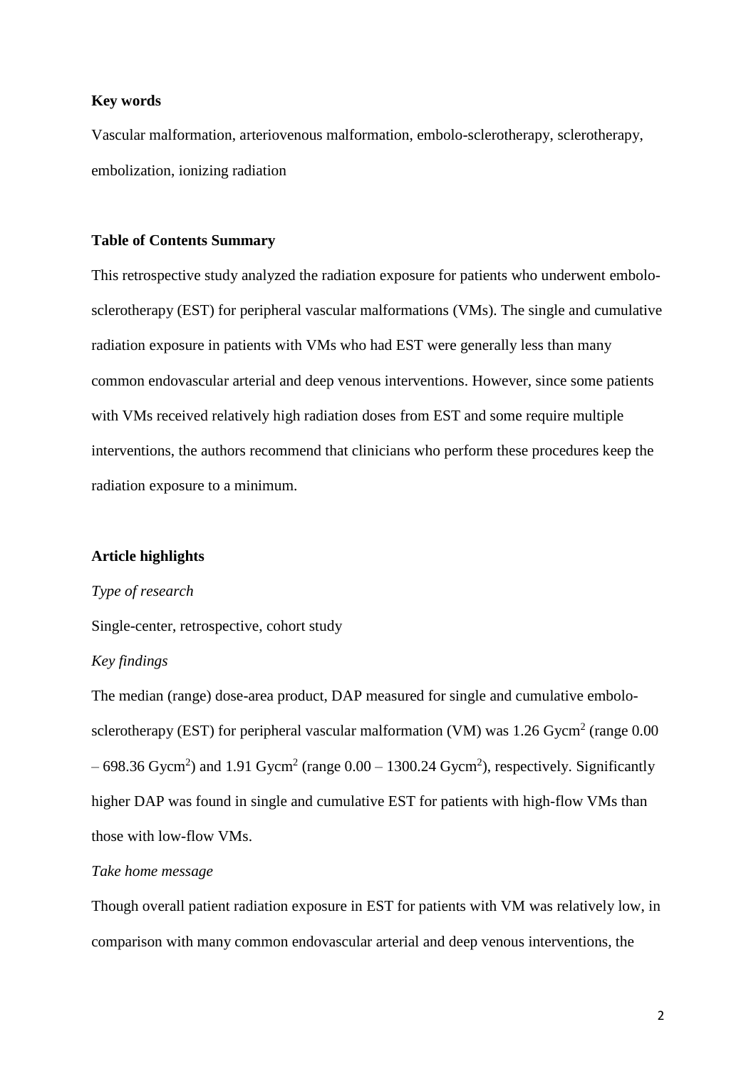**Key words**

Vascular malformation, arteriovenous malformation, embolo-sclerotherapy, sclerotherapy, embolization, ionizing radiation

**Table of Contents Summary**

This retrospective study analyzed the radiation exposure for patients who underwent embolo-sclerotherapy (EST) for peripheral vascular malformations (VMs). The single and cumulative radiation exposure in patients with VMs who had EST were generally less than many common endovascular arterial and deep venous interventions. However, since some patients with VMs received relatively high radiation doses from EST and some require multiple interventions, the authors recommend that clinicians who perform these procedures keep the radiation exposure to a minimum.

**Article highlights**

*Type of research*

Single-center, retrospective, cohort study

*Key findings*

The median (range) dose-area product, DAP measured for single and cumulative embolo-sclerotherapy (EST) for peripheral vascular malformation (VM) was 1.26 Gycm$^2$ (range 0.00 – 698.36 Gycm$^2$) and 1.91 Gycm$^2$ (range 0.00 – 1300.24 Gycm$^2$), respectively. Significantly higher DAP was found in single and cumulative EST for patients with high-flow VMs than those with low-flow VMs.

*Take home message*

Though overall patient radiation exposure in EST for patients with VM was relatively low, in comparison with many common endovascular arterial and deep venous interventions, the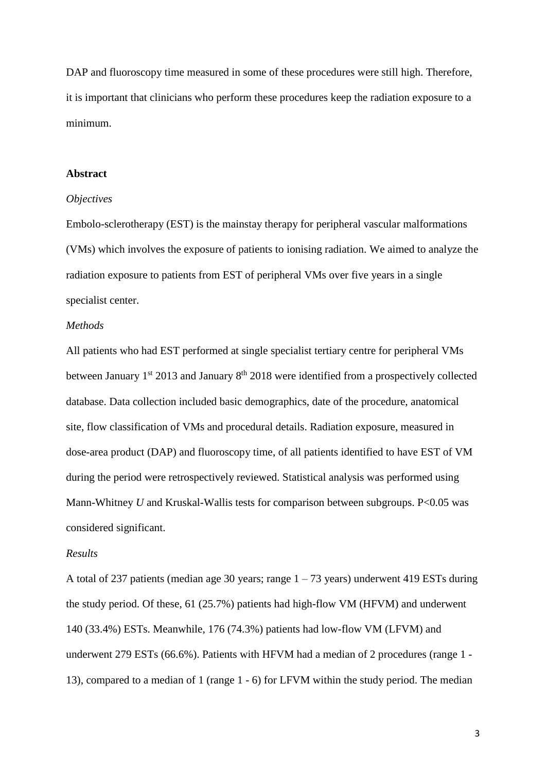DAP and fluoroscopy time measured in some of these procedures were still high. Therefore, it is important that clinicians who perform these procedures keep the radiation exposure to a minimum.

## Abstract

*Objectives*

Embolo-sclerotherapy (EST) is the mainstay therapy for peripheral vascular malformations (VMs) which involves the exposure of patients to ionising radiation. We aimed to analyze the radiation exposure to patients from EST of peripheral VMs over five years in a single specialist center.

*Methods*

All patients who had EST performed at single specialist tertiary centre for peripheral VMs between January 1st 2013 and January 8th 2018 were identified from a prospectively collected database. Data collection included basic demographics, date of the procedure, anatomical site, flow classification of VMs and procedural details. Radiation exposure, measured in dose-area product (DAP) and fluoroscopy time, of all patients identified to have EST of VM during the period were retrospectively reviewed. Statistical analysis was performed using Mann-Whitney *U* and Kruskal-Wallis tests for comparison between subgroups. $P<0.05$ was considered significant.

*Results*

A total of 237 patients (median age 30 years; range 1 – 73 years) underwent 419 ESTs during the study period. Of these, 61 (25.7%) patients had high-flow VM (HFVM) and underwent 140 (33.4%) ESTs. Meanwhile, 176 (74.3%) patients had low-flow VM (LFVM) and underwent 279 ESTs (66.6%). Patients with HFVM had a median of 2 procedures (range 1 - 13), compared to a median of 1 (range 1 - 6) for LFVM within the study period. The median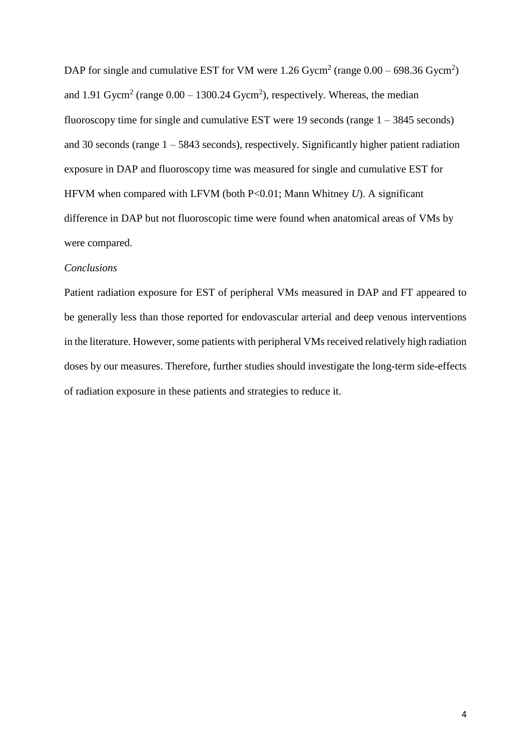DAP for single and cumulative EST for VM were 1.26 $Gycm^2$ (range 0.00 – 698.36 $Gycm^2$) and 1.91 $Gycm^2$ (range 0.00 – 1300.24 $Gycm^2$), respectively. Whereas, the median fluoroscopy time for single and cumulative EST were 19 seconds (range 1 – 3845 seconds) and 30 seconds (range 1 – 5843 seconds), respectively. Significantly higher patient radiation exposure in DAP and fluoroscopy time was measured for single and cumulative EST for HFVM when compared with LFVM (both $P<0.01$; Mann Whitney *U*). A significant difference in DAP but not fluoroscopic time were found when anatomical areas of VMs by were compared.

*Conclusions*

Patient radiation exposure for EST of peripheral VMs measured in DAP and FT appeared to be generally less than those reported for endovascular arterial and deep venous interventions in the literature. However, some patients with peripheral VMs received relatively high radiation doses by our measures. Therefore, further studies should investigate the long-term side-effects of radiation exposure in these patients and strategies to reduce it.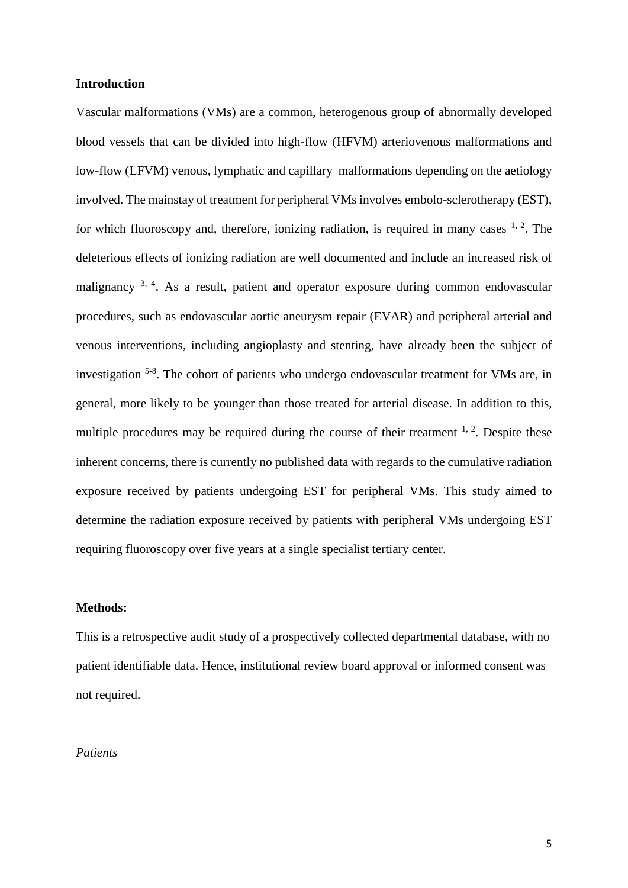## Introduction

Vascular malformations (VMs) are a common, heterogenous group of abnormally developed blood vessels that can be divided into high-flow (HFVM) arteriovenous malformations and low-flow (LFVM) venous, lymphatic and capillary malformations depending on the aetiology involved. The mainstay of treatment for peripheral VMs involves embolo-sclerotherapy (EST), for which fluoroscopy and, therefore, ionizing radiation, is required in many cases [1, 2]. The deleterious effects of ionizing radiation are well documented and include an increased risk of malignancy [3, 4]. As a result, patient and operator exposure during common endovascular procedures, such as endovascular aortic aneurysm repair (EVAR) and peripheral arterial and venous interventions, including angioplasty and stenting, have already been the subject of investigation [5-8]. The cohort of patients who undergo endovascular treatment for VMs are, in general, more likely to be younger than those treated for arterial disease. In addition to this, multiple procedures may be required during the course of their treatment [1, 2]. Despite these inherent concerns, there is currently no published data with regards to the cumulative radiation exposure received by patients undergoing EST for peripheral VMs. This study aimed to determine the radiation exposure received by patients with peripheral VMs undergoing EST requiring fluoroscopy over five years at a single specialist tertiary center.

## Methods:

This is a retrospective audit study of a prospectively collected departmental database, with no patient identifiable data. Hence, institutional review board approval or informed consent was not required.

### *Patients*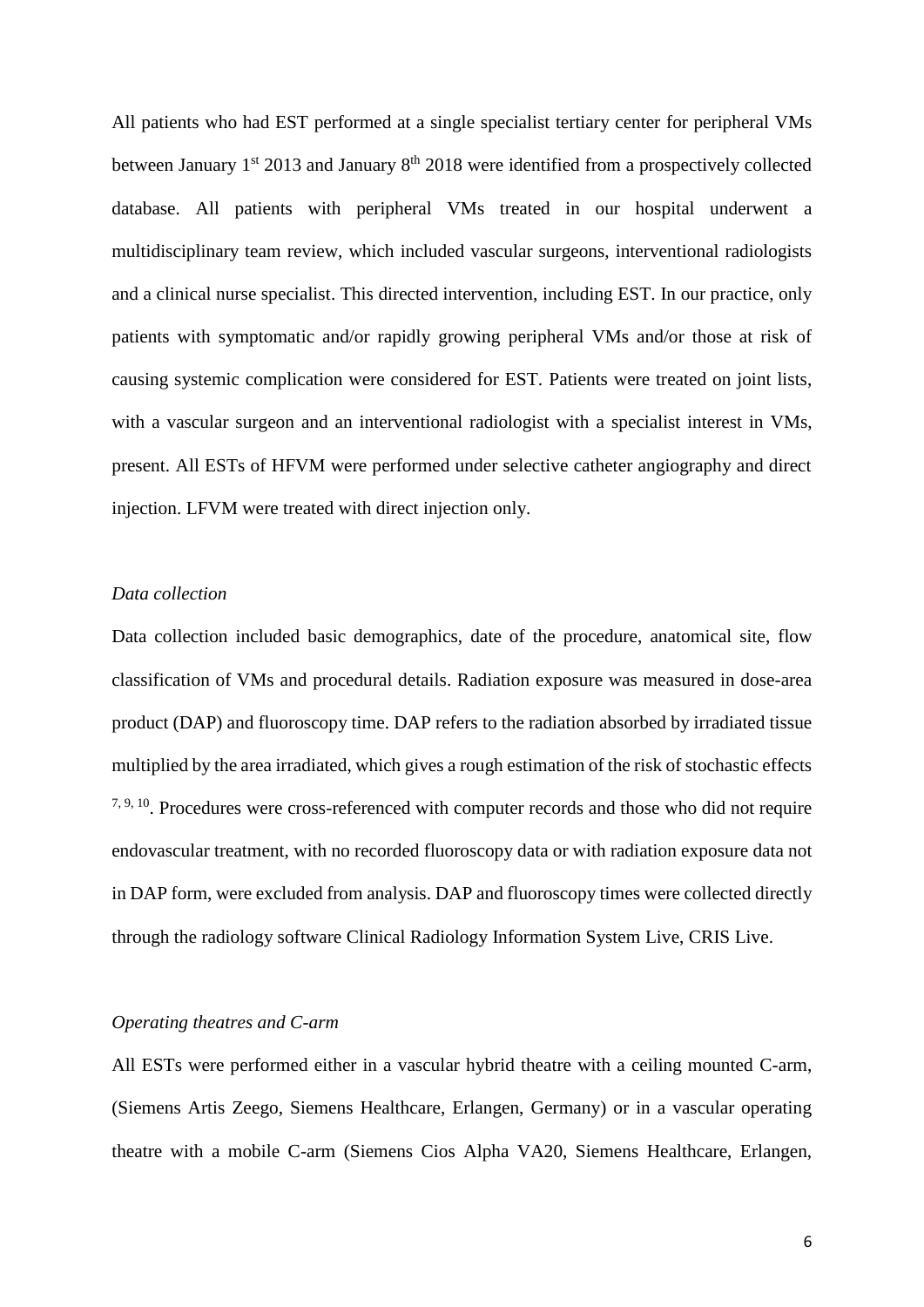All patients who had EST performed at a single specialist tertiary center for peripheral VMs between January 1st 2013 and January 8th 2018 were identified from a prospectively collected database. All patients with peripheral VMs treated in our hospital underwent a multidisciplinary team review, which included vascular surgeons, interventional radiologists and a clinical nurse specialist. This directed intervention, including EST. In our practice, only patients with symptomatic and/or rapidly growing peripheral VMs and/or those at risk of causing systemic complication were considered for EST. Patients were treated on joint lists, with a vascular surgeon and an interventional radiologist with a specialist interest in VMs, present. All ESTs of HFVM were performed under selective catheter angiography and direct injection. LFVM were treated with direct injection only.

*Data collection*

Data collection included basic demographics, date of the procedure, anatomical site, flow classification of VMs and procedural details. Radiation exposure was measured in dose-area product (DAP) and fluoroscopy time. DAP refers to the radiation absorbed by irradiated tissue multiplied by the area irradiated, which gives a rough estimation of the risk of stochastic effects [7, 9, 10]. Procedures were cross-referenced with computer records and those who did not require endovascular treatment, with no recorded fluoroscopy data or with radiation exposure data not in DAP form, were excluded from analysis. DAP and fluoroscopy times were collected directly through the radiology software Clinical Radiology Information System Live, CRIS Live.

*Operating theatres and C-arm*

All ESTs were performed either in a vascular hybrid theatre with a ceiling mounted C-arm, (Siemens Artis Zeego, Siemens Healthcare, Erlangen, Germany) or in a vascular operating theatre with a mobile C-arm (Siemens Cios Alpha VA20, Siemens Healthcare, Erlangen,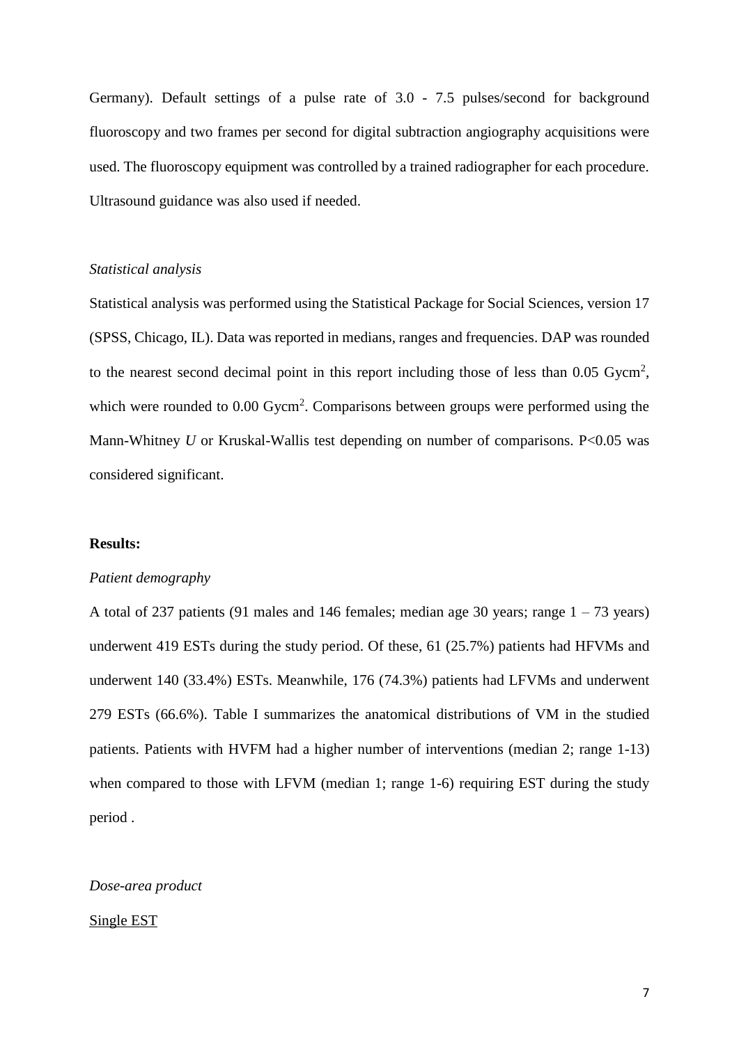Germany). Default settings of a pulse rate of 3.0 - 7.5 pulses/second for background fluoroscopy and two frames per second for digital subtraction angiography acquisitions were used. The fluoroscopy equipment was controlled by a trained radiographer for each procedure. Ultrasound guidance was also used if needed.

*Statistical analysis*

Statistical analysis was performed using the Statistical Package for Social Sciences, version 17 (SPSS, Chicago, IL). Data was reported in medians, ranges and frequencies. DAP was rounded to the nearest second decimal point in this report including those of less than 0.05 $Gycm^2$, which were rounded to 0.00 $Gycm^2$. Comparisons between groups were performed using the Mann-Whitney *U* or Kruskal-Wallis test depending on number of comparisons. $P<0.05$ was considered significant.

**Results:**

*Patient demography*

A total of 237 patients (91 males and 146 females; median age 30 years; range 1 – 73 years) underwent 419 ESTs during the study period. Of these, 61 (25.7%) patients had HFVMs and underwent 140 (33.4%) ESTs. Meanwhile, 176 (74.3%) patients had LFVMs and underwent 279 ESTs (66.6%). Table I summarizes the anatomical distributions of VM in the studied patients. Patients with HVFM had a higher number of interventions (median 2; range 1-13) when compared to those with LFVM (median 1; range 1-6) requiring EST during the study period .

*Dose-area product*

<u>Single EST</u>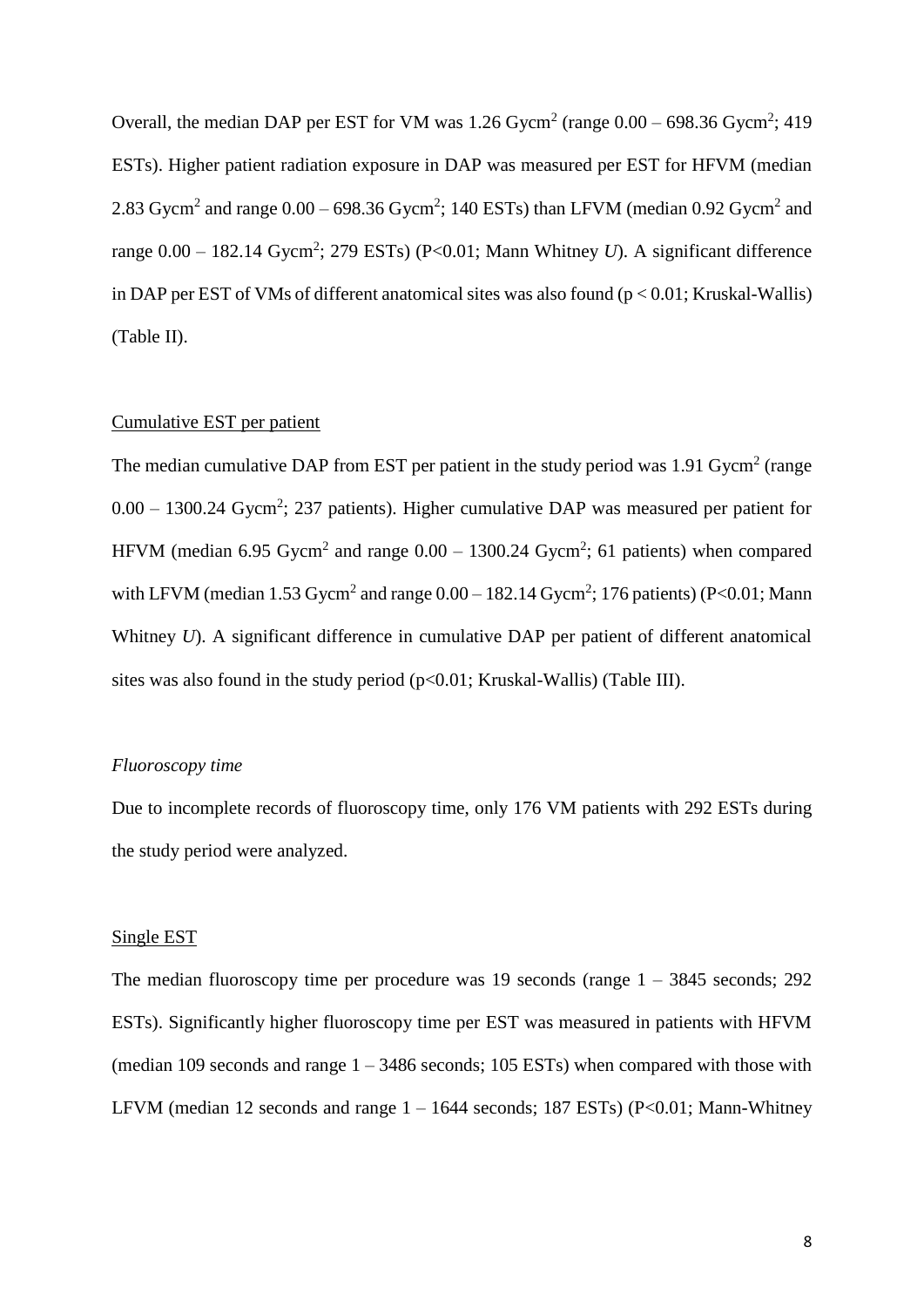Overall, the median DAP per EST for VM was 1.26 $Gycm^2$ (range 0.00 – 698.36 $Gycm^2$; 419 ESTs). Higher patient radiation exposure in DAP was measured per EST for HFVM (median 2.83 $Gycm^2$ and range 0.00 – 698.36 $Gycm^2$; 140 ESTs) than LFVM (median 0.92 $Gycm^2$ and range 0.00 – 182.14 $Gycm^2$; 279 ESTs) ($P<0.01$; Mann Whitney *U*). A significant difference in DAP per EST of VMs of different anatomical sites was also found ($p < 0.01$; Kruskal-Wallis) (Table II).

<u>Cumulative EST per patient</u>

The median cumulative DAP from EST per patient in the study period was 1.91 $Gycm^2$ (range 0.00 – 1300.24 $Gycm^2$; 237 patients). Higher cumulative DAP was measured per patient for HFVM (median 6.95 $Gycm^2$ and range 0.00 – 1300.24 $Gycm^2$; 61 patients) when compared with LFVM (median 1.53 $Gycm^2$ and range 0.00 – 182.14 $Gycm^2$; 176 patients) ($P<0.01$; Mann Whitney *U*). A significant difference in cumulative DAP per patient of different anatomical sites was also found in the study period ($p<0.01$; Kruskal-Wallis) (Table III).

*Fluoroscopy time*

Due to incomplete records of fluoroscopy time, only 176 VM patients with 292 ESTs during the study period were analyzed.

<u>Single EST</u>

The median fluoroscopy time per procedure was 19 seconds (range 1 – 3845 seconds; 292 ESTs). Significantly higher fluoroscopy time per EST was measured in patients with HFVM (median 109 seconds and range 1 – 3486 seconds; 105 ESTs) when compared with those with LFVM (median 12 seconds and range 1 – 1644 seconds; 187 ESTs) ($P<0.01$; Mann-Whitney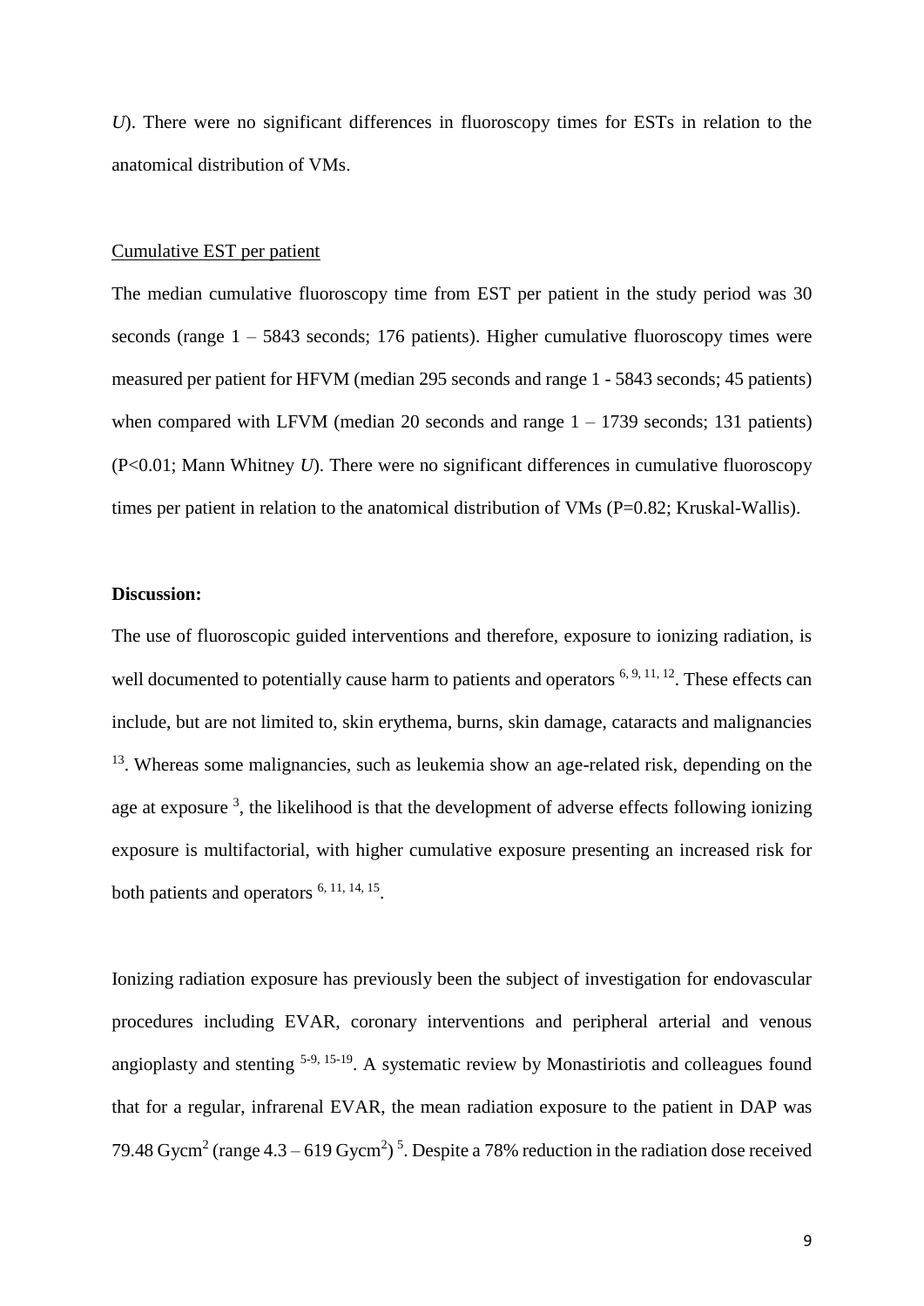*U*). There were no significant differences in fluoroscopy times for ESTs in relation to the anatomical distribution of VMs.

Cumulative EST per patient

The median cumulative fluoroscopy time from EST per patient in the study period was 30 seconds (range 1 – 5843 seconds; 176 patients). Higher cumulative fluoroscopy times were measured per patient for HFVM (median 295 seconds and range 1 - 5843 seconds; 45 patients) when compared with LFVM (median 20 seconds and range 1 – 1739 seconds; 131 patients) ($P<0.01$; Mann Whitney *U*). There were no significant differences in cumulative fluoroscopy times per patient in relation to the anatomical distribution of VMs ($P=0.82$; Kruskal-Wallis).

**Discussion:**

The use of fluoroscopic guided interventions and therefore, exposure to ionizing radiation, is well documented to potentially cause harm to patients and operators [6, 9, 11, 12]. These effects can include, but are not limited to, skin erythema, burns, skin damage, cataracts and malignancies [13]. Whereas some malignancies, such as leukemia show an age-related risk, depending on the age at exposure [3], the likelihood is that the development of adverse effects following ionizing exposure is multifactorial, with higher cumulative exposure presenting an increased risk for both patients and operators [6, 11, 14, 15].

Ionizing radiation exposure has previously been the subject of investigation for endovascular procedures including EVAR, coronary interventions and peripheral arterial and venous angioplasty and stenting [5-9, 15-19]. A systematic review by Monastiriotis and colleagues found that for a regular, infrarenal EVAR, the mean radiation exposure to the patient in DAP was 79.48 $Gycm^2$ (range 4.3 – 619 $Gycm^2$) [5]. Despite a 78% reduction in the radiation dose received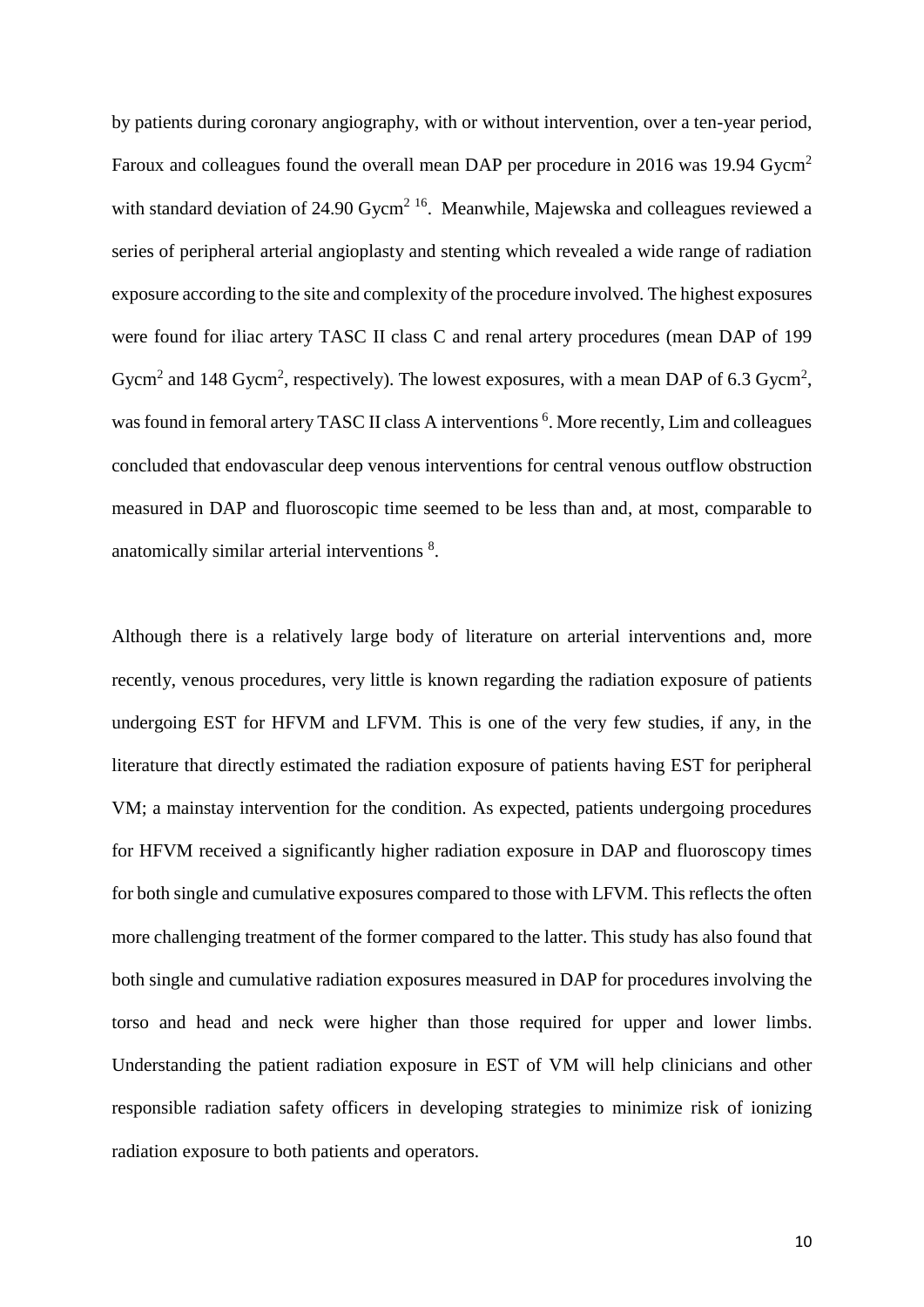by patients during coronary angiography, with or without intervention, over a ten-year period, Faroux and colleagues found the overall mean DAP per procedure in 2016 was 19.94 $Gycm^2$ with standard deviation of 24.90 $Gycm^2$ [16]. Meanwhile, Majewska and colleagues reviewed a series of peripheral arterial angioplasty and stenting which revealed a wide range of radiation exposure according to the site and complexity of the procedure involved. The highest exposures were found for iliac artery TASC II class C and renal artery procedures (mean DAP of 199 $Gycm^2$ and 148 $Gycm^2$, respectively). The lowest exposures, with a mean DAP of 6.3 $Gycm^2$, was found in femoral artery TASC II class A interventions [6]. More recently, Lim and colleagues concluded that endovascular deep venous interventions for central venous outflow obstruction measured in DAP and fluoroscopic time seemed to be less than and, at most, comparable to anatomically similar arterial interventions [8].

Although there is a relatively large body of literature on arterial interventions and, more recently, venous procedures, very little is known regarding the radiation exposure of patients undergoing EST for HFVM and LFVM. This is one of the very few studies, if any, in the literature that directly estimated the radiation exposure of patients having EST for peripheral VM; a mainstay intervention for the condition. As expected, patients undergoing procedures for HFVM received a significantly higher radiation exposure in DAP and fluoroscopy times for both single and cumulative exposures compared to those with LFVM. This reflects the often more challenging treatment of the former compared to the latter. This study has also found that both single and cumulative radiation exposures measured in DAP for procedures involving the torso and head and neck were higher than those required for upper and lower limbs. Understanding the patient radiation exposure in EST of VM will help clinicians and other responsible radiation safety officers in developing strategies to minimize risk of ionizing radiation exposure to both patients and operators.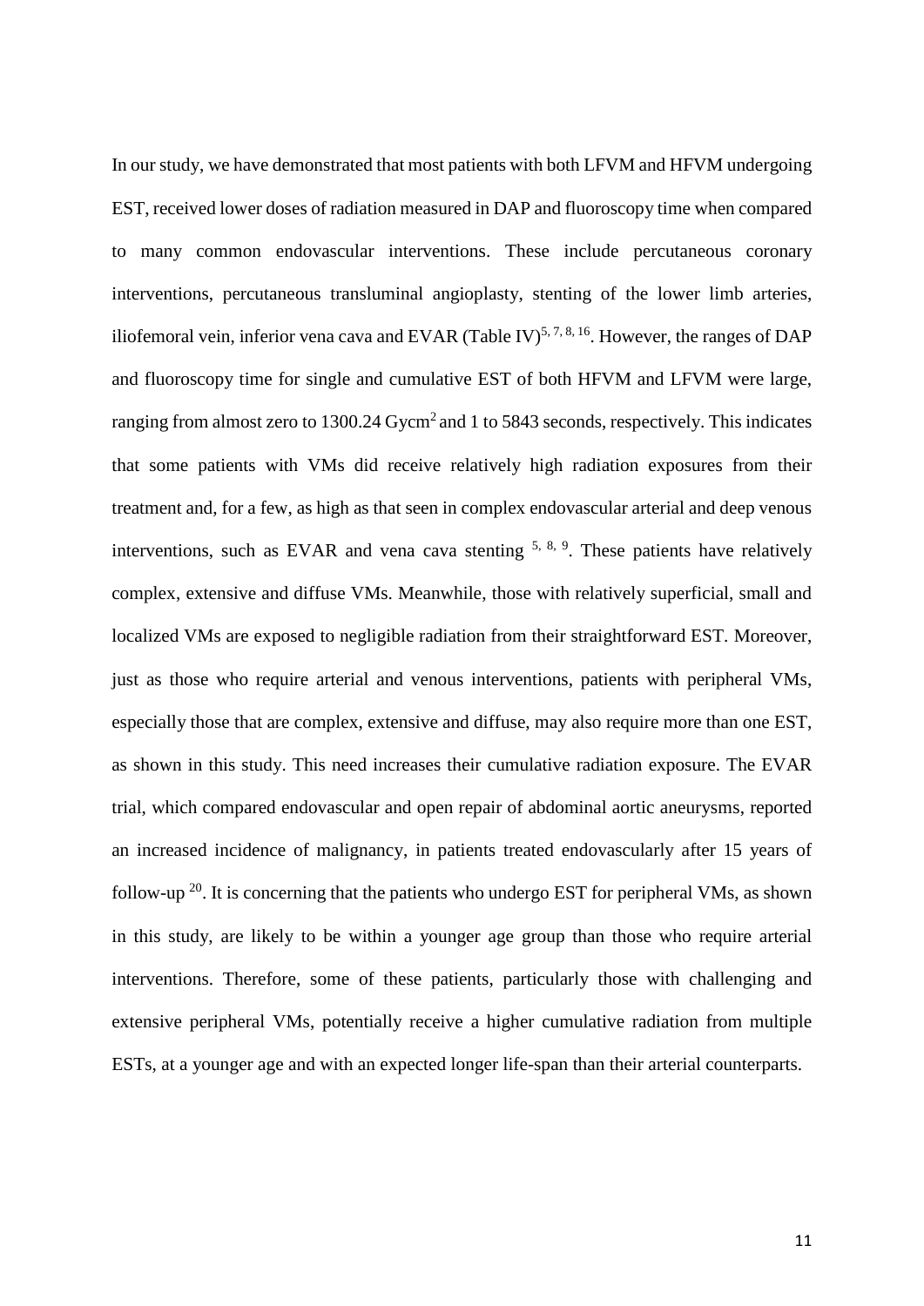In our study, we have demonstrated that most patients with both LFVM and HFVM undergoing EST, received lower doses of radiation measured in DAP and fluoroscopy time when compared to many common endovascular interventions. These include percutaneous coronary interventions, percutaneous transluminal angioplasty, stenting of the lower limb arteries, iliofemoral vein, inferior vena cava and EVAR (Table IV)[5, 7, 8, 16]. However, the ranges of DAP and fluoroscopy time for single and cumulative EST of both HFVM and LFVM were large, ranging from almost zero to 1300.24 $Gycm^2$ and 1 to 5843 seconds, respectively. This indicates that some patients with VMs did receive relatively high radiation exposures from their treatment and, for a few, as high as that seen in complex endovascular arterial and deep venous interventions, such as EVAR and vena cava stenting [5, 8, 9]. These patients have relatively complex, extensive and diffuse VMs. Meanwhile, those with relatively superficial, small and localized VMs are exposed to negligible radiation from their straightforward EST. Moreover, just as those who require arterial and venous interventions, patients with peripheral VMs, especially those that are complex, extensive and diffuse, may also require more than one EST, as shown in this study. This need increases their cumulative radiation exposure. The EVAR trial, which compared endovascular and open repair of abdominal aortic aneurysms, reported an increased incidence of malignancy, in patients treated endovascularly after 15 years of follow-up [20]. It is concerning that the patients who undergo EST for peripheral VMs, as shown in this study, are likely to be within a younger age group than those who require arterial interventions. Therefore, some of these patients, particularly those with challenging and extensive peripheral VMs, potentially receive a higher cumulative radiation from multiple ESTs, at a younger age and with an expected longer life-span than their arterial counterparts.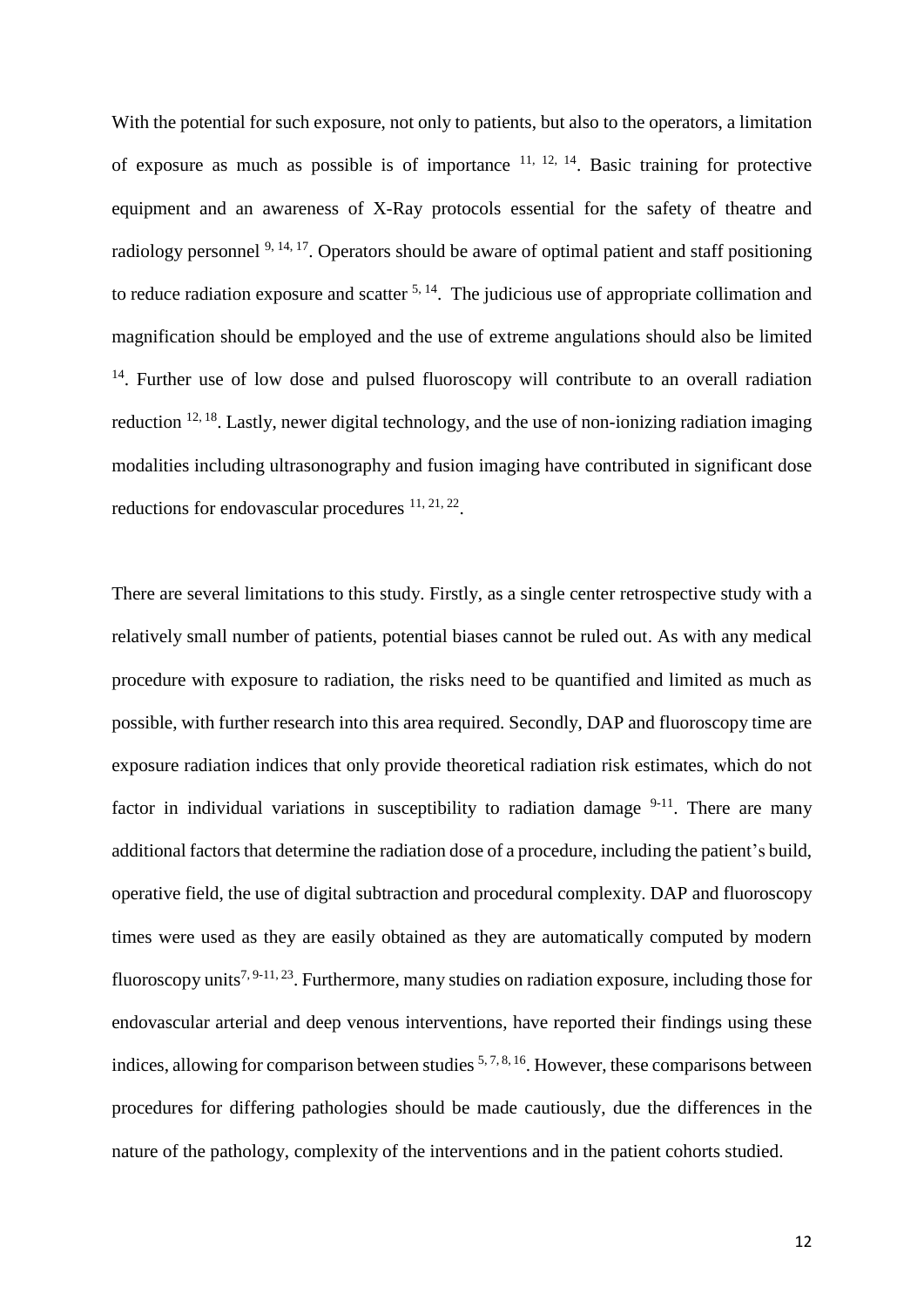With the potential for such exposure, not only to patients, but also to the operators, a limitation of exposure as much as possible is of importance [11, 12, 14]. Basic training for protective equipment and an awareness of X-Ray protocols essential for the safety of theatre and radiology personnel [9, 14, 17]. Operators should be aware of optimal patient and staff positioning to reduce radiation exposure and scatter [5, 14]. The judicious use of appropriate collimation and magnification should be employed and the use of extreme angulations should also be limited [14]. Further use of low dose and pulsed fluoroscopy will contribute to an overall radiation reduction [12, 18]. Lastly, newer digital technology, and the use of non-ionizing radiation imaging modalities including ultrasonography and fusion imaging have contributed in significant dose reductions for endovascular procedures [11, 21, 22].

There are several limitations to this study. Firstly, as a single center retrospective study with a relatively small number of patients, potential biases cannot be ruled out. As with any medical procedure with exposure to radiation, the risks need to be quantified and limited as much as possible, with further research into this area required. Secondly, DAP and fluoroscopy time are exposure radiation indices that only provide theoretical radiation risk estimates, which do not factor in individual variations in susceptibility to radiation damage [9-11]. There are many additional factors that determine the radiation dose of a procedure, including the patient's build, operative field, the use of digital subtraction and procedural complexity. DAP and fluoroscopy times were used as they are easily obtained as they are automatically computed by modern fluoroscopy units[7, 9-11, 23]. Furthermore, many studies on radiation exposure, including those for endovascular arterial and deep venous interventions, have reported their findings using these indices, allowing for comparison between studies [5, 7, 8, 16]. However, these comparisons between procedures for differing pathologies should be made cautiously, due the differences in the nature of the pathology, complexity of the interventions and in the patient cohorts studied.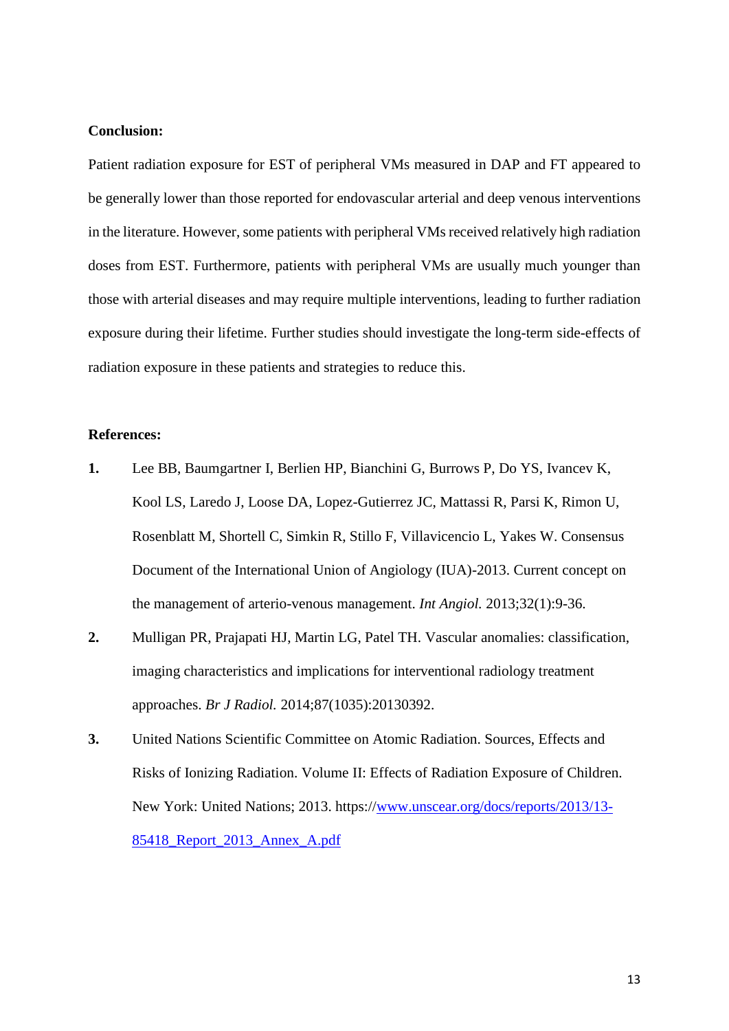**Conclusion:**

Patient radiation exposure for EST of peripheral VMs measured in DAP and FT appeared to be generally lower than those reported for endovascular arterial and deep venous interventions in the literature. However, some patients with peripheral VMs received relatively high radiation doses from EST. Furthermore, patients with peripheral VMs are usually much younger than those with arterial diseases and may require multiple interventions, leading to further radiation exposure during their lifetime. Further studies should investigate the long-term side-effects of radiation exposure in these patients and strategies to reduce this.

**References:**

1. Lee BB, Baumgartner I, Berlien HP, Bianchini G, Burrows P, Do YS, Ivancev K, Kool LS, Laredo J, Loose DA, Lopez-Gutierrez JC, Mattassi R, Parsi K, Rimon U, Rosenblatt M, Shortell C, Simkin R, Stillo F, Villavicencio L, Yakes W. Consensus Document of the International Union of Angiology (IUA)-2013. Current concept on the management of arterio-venous management. *Int Angiol.* 2013;32(1):9-36.
2. Mulligan PR, Prajapati HJ, Martin LG, Patel TH. Vascular anomalies: classification, imaging characteristics and implications for interventional radiology treatment approaches. *Br J Radiol.* 2014;87(1035):20130392.
3. United Nations Scientific Committee on Atomic Radiation. Sources, Effects and Risks of Ionizing Radiation. Volume II: Effects of Radiation Exposure of Children. New York: United Nations; 2013. https://www.unscear.org/docs/reports/2013/13-85418_Report_2013_Annex_A.pdf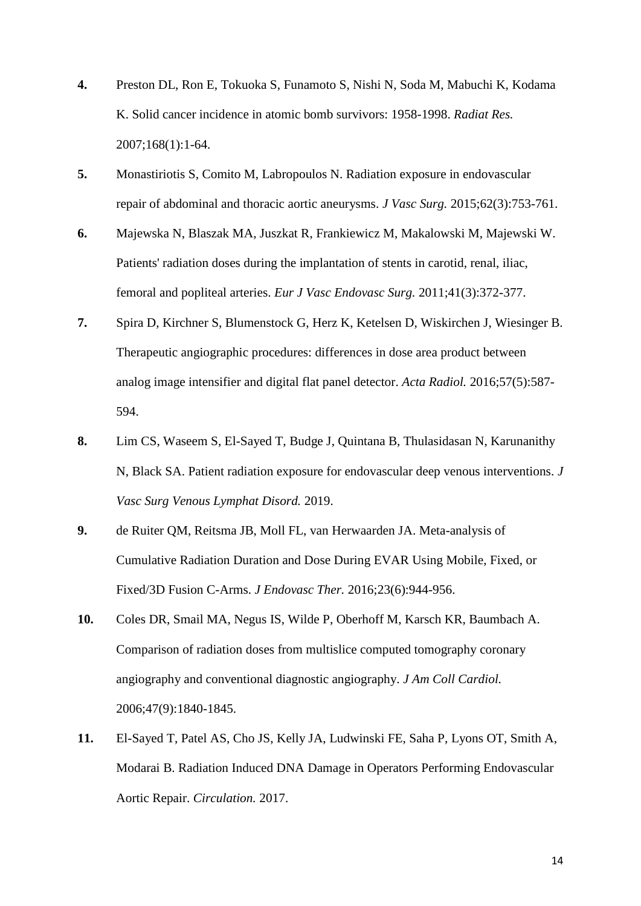**4.** Preston DL, Ron E, Tokuoka S, Funamoto S, Nishi N, Soda M, Mabuchi K, Kodama K. Solid cancer incidence in atomic bomb survivors: 1958-1998. *Radiat Res.* 2007;168(1):1-64.

**5.** Monastiriotis S, Comito M, Labropoulos N. Radiation exposure in endovascular repair of abdominal and thoracic aortic aneurysms. *J Vasc Surg.* 2015;62(3):753-761.

**6.** Majewska N, Blaszak MA, Juszkat R, Frankiewicz M, Makalowski M, Majewski W. Patients' radiation doses during the implantation of stents in carotid, renal, iliac, femoral and popliteal arteries. *Eur J Vasc Endovasc Surg.* 2011;41(3):372-377.

**7.** Spira D, Kirchner S, Blumenstock G, Herz K, Ketelsen D, Wiskirchen J, Wiesinger B. Therapeutic angiographic procedures: differences in dose area product between analog image intensifier and digital flat panel detector. *Acta Radiol.* 2016;57(5):587-594.

**8.** Lim CS, Waseem S, El-Sayed T, Budge J, Quintana B, Thulasidasan N, Karunanithy N, Black SA. Patient radiation exposure for endovascular deep venous interventions. *J Vasc Surg Venous Lymphat Disord.* 2019.

**9.** de Ruiter QM, Reitsma JB, Moll FL, van Herwaarden JA. Meta-analysis of Cumulative Radiation Duration and Dose During EVAR Using Mobile, Fixed, or Fixed/3D Fusion C-Arms. *J Endovasc Ther.* 2016;23(6):944-956.

**10.** Coles DR, Smail MA, Negus IS, Wilde P, Oberhoff M, Karsch KR, Baumbach A. Comparison of radiation doses from multislice computed tomography coronary angiography and conventional diagnostic angiography. *J Am Coll Cardiol.* 2006;47(9):1840-1845.

**11.** El-Sayed T, Patel AS, Cho JS, Kelly JA, Ludwinski FE, Saha P, Lyons OT, Smith A, Modarai B. Radiation Induced DNA Damage in Operators Performing Endovascular Aortic Repair. *Circulation.* 2017.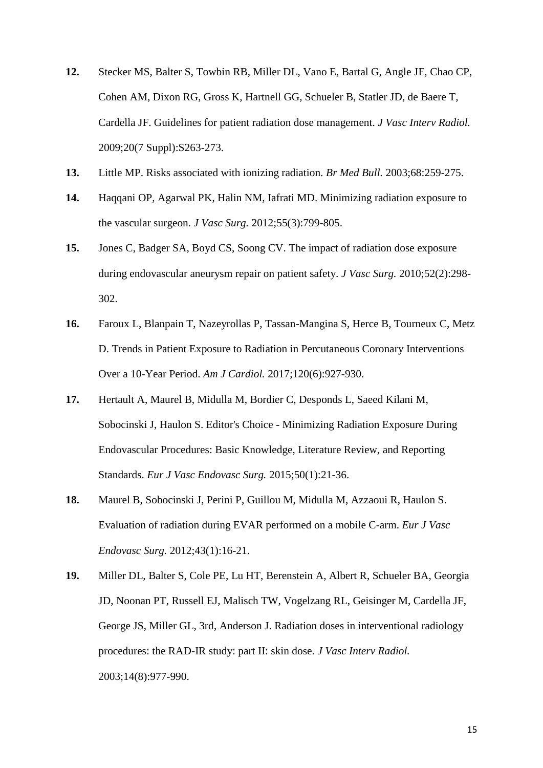**12.** Stecker MS, Balter S, Towbin RB, Miller DL, Vano E, Bartal G, Angle JF, Chao CP, Cohen AM, Dixon RG, Gross K, Hartnell GG, Schueler B, Statler JD, de Baere T, Cardella JF. Guidelines for patient radiation dose management. *J Vasc Interv Radiol.* 2009;20(7 Suppl):S263-273.

**13.** Little MP. Risks associated with ionizing radiation. *Br Med Bull.* 2003;68:259-275.

**14.** Haqqani OP, Agarwal PK, Halin NM, Iafrati MD. Minimizing radiation exposure to the vascular surgeon. *J Vasc Surg.* 2012;55(3):799-805.

**15.** Jones C, Badger SA, Boyd CS, Soong CV. The impact of radiation dose exposure during endovascular aneurysm repair on patient safety. *J Vasc Surg.* 2010;52(2):298-302.

**16.** Faroux L, Blanpain T, Nazeyrollas P, Tassan-Mangina S, Herce B, Tourneux C, Metz D. Trends in Patient Exposure to Radiation in Percutaneous Coronary Interventions Over a 10-Year Period. *Am J Cardiol.* 2017;120(6):927-930.

**17.** Hertault A, Maurel B, Midulla M, Bordier C, Desponds L, Saeed Kilani M, Sobocinski J, Haulon S. Editor's Choice - Minimizing Radiation Exposure During Endovascular Procedures: Basic Knowledge, Literature Review, and Reporting Standards. *Eur J Vasc Endovasc Surg.* 2015;50(1):21-36.

**18.** Maurel B, Sobocinski J, Perini P, Guillou M, Midulla M, Azzaoui R, Haulon S. Evaluation of radiation during EVAR performed on a mobile C-arm. *Eur J Vasc Endovasc Surg.* 2012;43(1):16-21.

**19.** Miller DL, Balter S, Cole PE, Lu HT, Berenstein A, Albert R, Schueler BA, Georgia JD, Noonan PT, Russell EJ, Malisch TW, Vogelzang RL, Geisinger M, Cardella JF, George JS, Miller GL, 3rd, Anderson J. Radiation doses in interventional radiology procedures: the RAD-IR study: part II: skin dose. *J Vasc Interv Radiol.* 2003;14(8):977-990.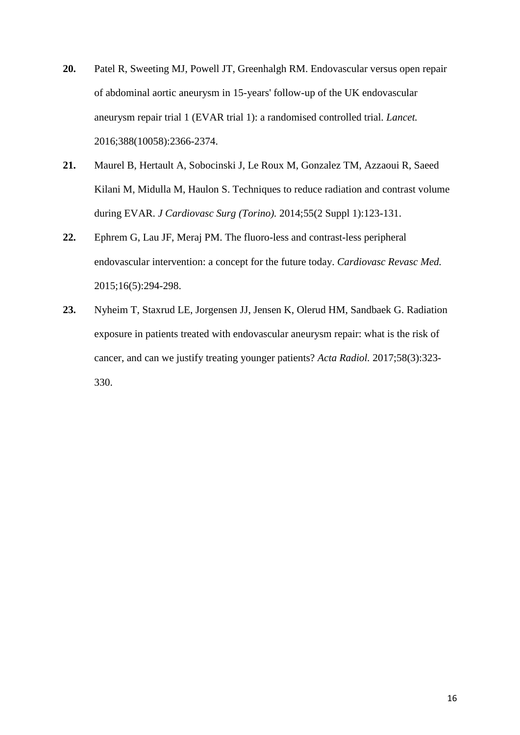**20.** Patel R, Sweeting MJ, Powell JT, Greenhalgh RM. Endovascular versus open repair of abdominal aortic aneurysm in 15-years' follow-up of the UK endovascular aneurysm repair trial 1 (EVAR trial 1): a randomised controlled trial. *Lancet.* 2016;388(10058):2366-2374.

**21.** Maurel B, Hertault A, Sobocinski J, Le Roux M, Gonzalez TM, Azzaoui R, Saeed Kilani M, Midulla M, Haulon S. Techniques to reduce radiation and contrast volume during EVAR. *J Cardiovasc Surg (Torino).* 2014;55(2 Suppl 1):123-131.

**22.** Ephrem G, Lau JF, Meraj PM. The fluoro-less and contrast-less peripheral endovascular intervention: a concept for the future today. *Cardiovasc Revasc Med.* 2015;16(5):294-298.

**23.** Nyheim T, Staxrud LE, Jorgensen JJ, Jensen K, Olerud HM, Sandbaek G. Radiation exposure in patients treated with endovascular aneurysm repair: what is the risk of cancer, and can we justify treating younger patients? *Acta Radiol.* 2017;58(3):323-330.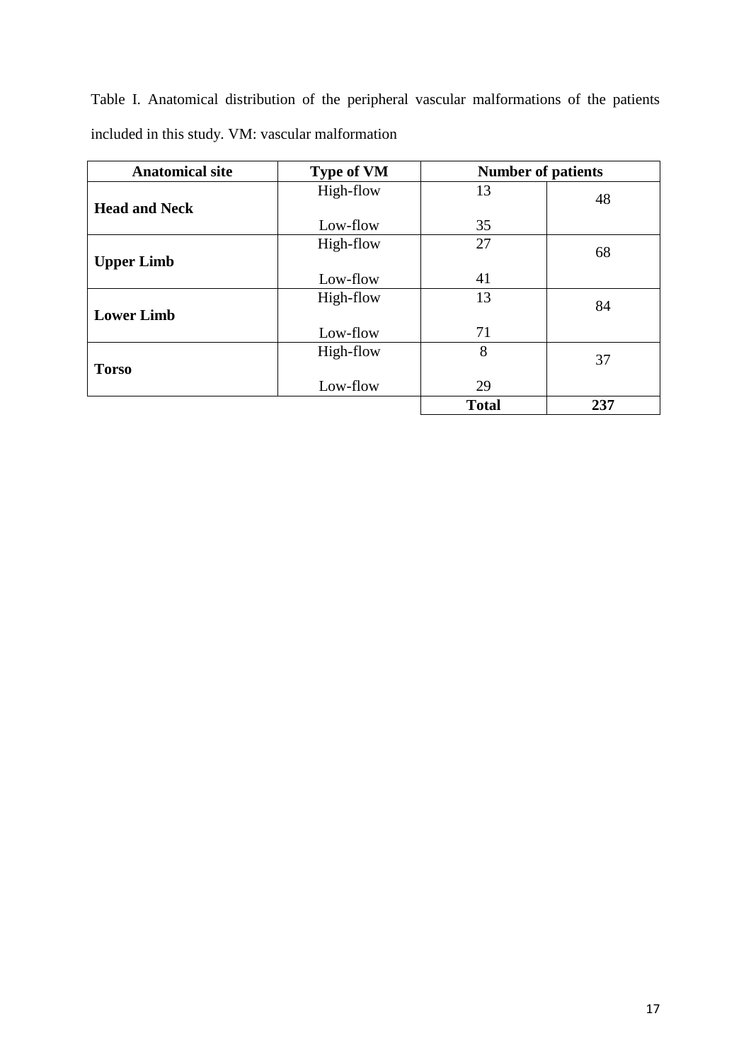Table I. Anatomical distribution of the peripheral vascular malformations of the patients included in this study. VM: vascular malformation

| Anatomical site | Type of VM | Number of patients | |
|---|---|---|---|
| **Head and Neck** | High-flow | 13 | 48 |
| | Low-flow | 35 | |
| **Upper Limb** | High-flow | 27 | 68 |
| | Low-flow | 41 | |
| **Lower Limb** | High-flow | 13 | 84 |
| | Low-flow | 71 | |
| **Torso** | High-flow | 8 | 37 |
| | Low-flow | 29 | |
| | | **Total** | **237** |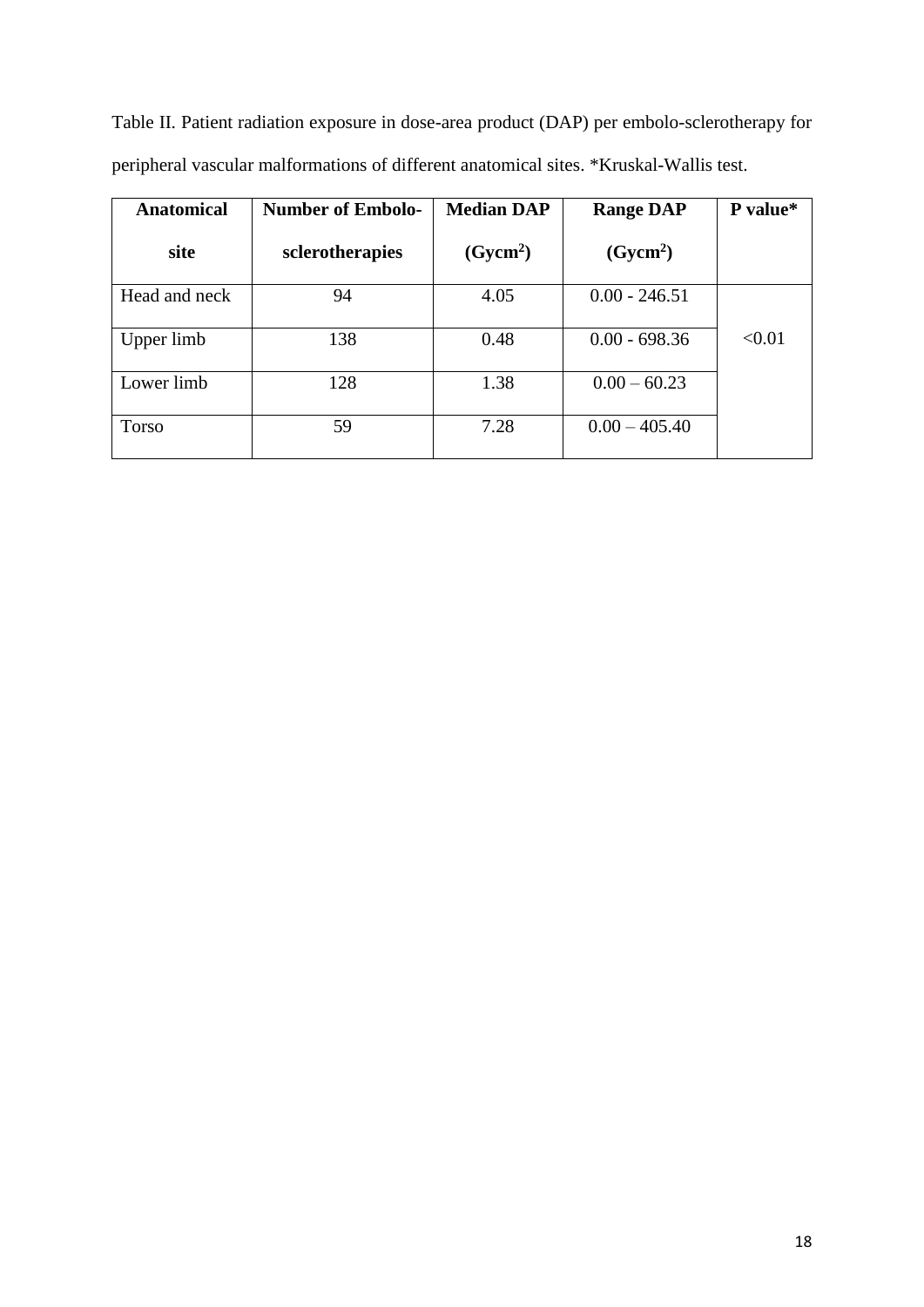Table II. Patient radiation exposure in dose-area product (DAP) per embolo-sclerotherapy for peripheral vascular malformations of different anatomical sites. *Kruskal-Wallis test.

| Anatomical site | Number of Embolo-sclerotherapies | Median DAP ($Gycm^2$) | Range DAP ($Gycm^2$) | P value* |
|---|---|---|---|---|
| Head and neck | 94 | 4.05 | 0.00 - 246.51 | <0.01 |
| Upper limb | 138 | 0.48 | 0.00 - 698.36 | |
| Lower limb | 128 | 1.38 | 0.00 – 60.23 | |
| Torso | 59 | 7.28 | 0.00 – 405.40 | |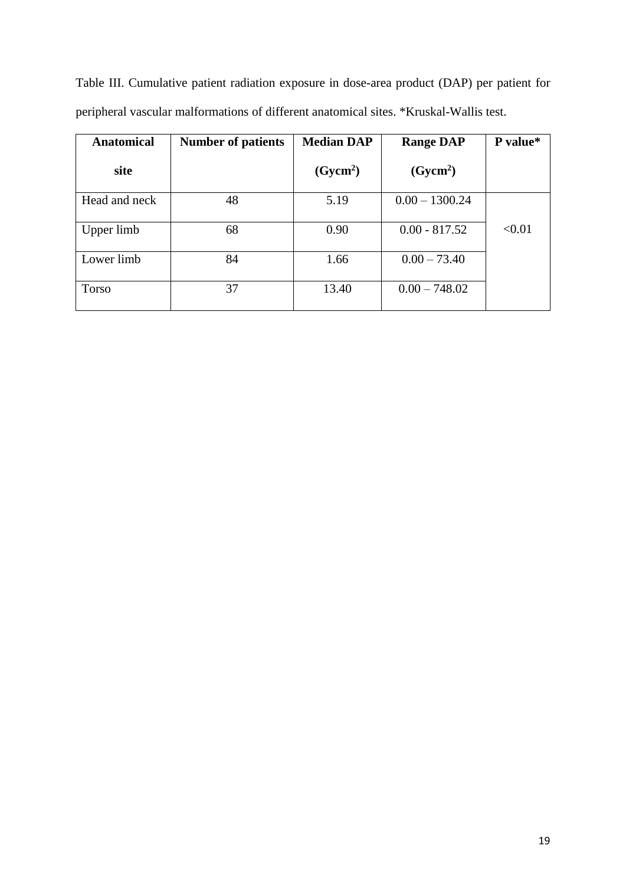Table III. Cumulative patient radiation exposure in dose-area product (DAP) per patient for peripheral vascular malformations of different anatomical sites. *Kruskal-Wallis test.

| Anatomical site | Number of patients | Median DAP ($Gycm^2$) | Range DAP ($Gycm^2$) | P value* |
| --- | --- | --- | --- | --- |
| Head and neck | 48 | 5.19 | 0.00 – 1300.24 | <0.01 |
| Upper limb | 68 | 0.90 | 0.00 - 817.52 | |
| Lower limb | 84 | 1.66 | 0.00 – 73.40 | |
| Torso | 37 | 13.40 | 0.00 – 748.02 | |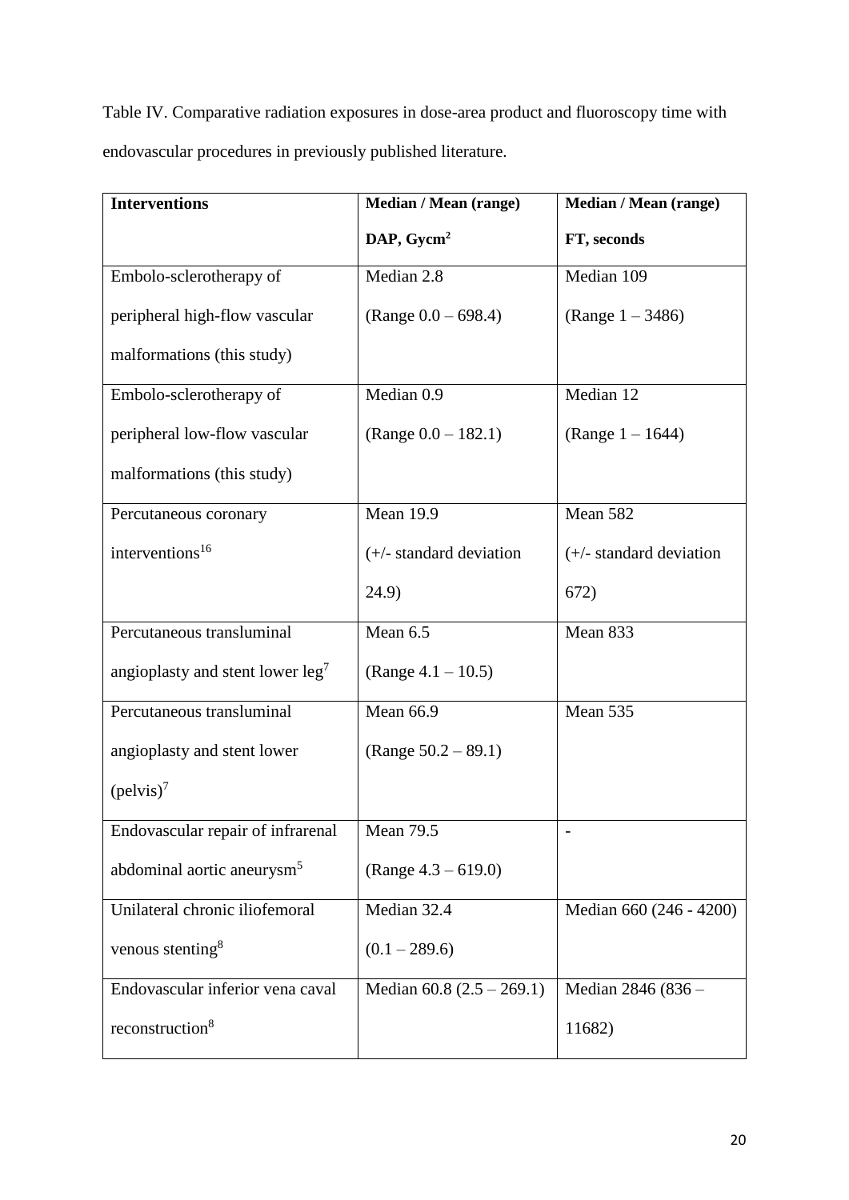Table IV. Comparative radiation exposures in dose-area product and fluoroscopy time with endovascular procedures in previously published literature.

| **Interventions** | **Median / Mean (range) DAP, Gycm$^2$** | **Median / Mean (range) FT, seconds** |
|---|---|---|
| Embolo-sclerotherapy of peripheral high-flow vascular malformations (this study) | Median 2.8 (Range 0.0 – 698.4) | Median 109 (Range 1 – 3486) |
| Embolo-sclerotherapy of peripheral low-flow vascular malformations (this study) | Median 0.9 (Range 0.0 – 182.1) | Median 12 (Range 1 – 1644) |
| Percutaneous coronary interventions[16] | Mean 19.9 (+/- standard deviation 24.9) | Mean 582 (+/- standard deviation 672) |
| Percutaneous transluminal angioplasty and stent lower leg[7] | Mean 6.5 (Range 4.1 – 10.5) | Mean 833 |
| Percutaneous transluminal angioplasty and stent lower (pelvis)[7] | Mean 66.9 (Range 50.2 – 89.1) | Mean 535 |
| Endovascular repair of infrarenal abdominal aortic aneurysm[5] | Mean 79.5 (Range 4.3 – 619.0) | - |
| Unilateral chronic iliofemoral venous stenting[8] | Median 32.4 (0.1 – 289.6) | Median 660 (246 - 4200) |
| Endovascular inferior vena caval reconstruction[8] | Median 60.8 (2.5 – 269.1) | Median 2846 (836 – 11682) |